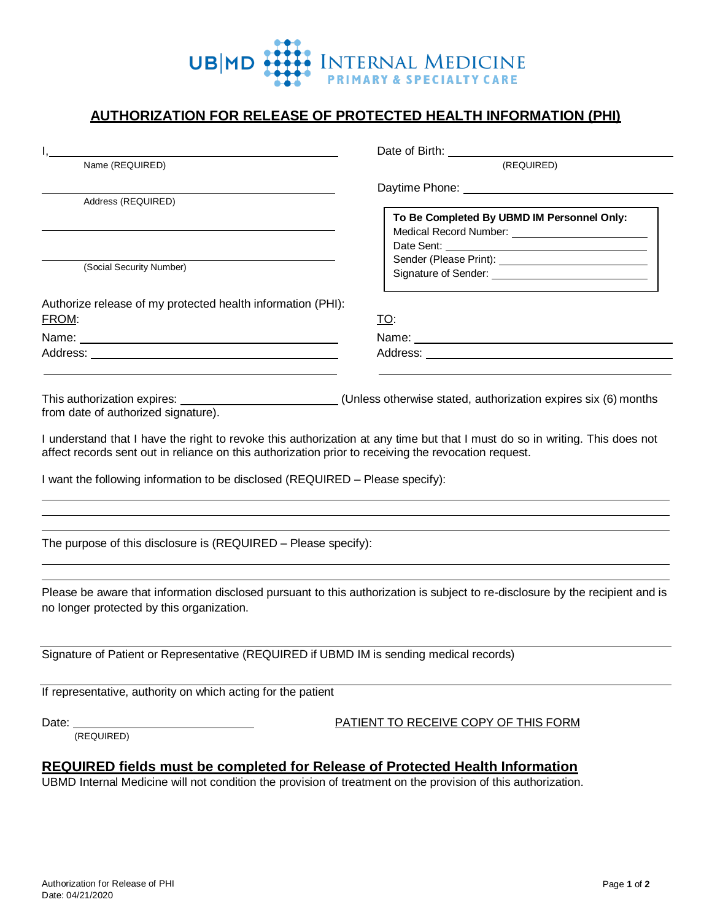UB|MD INTERNAL MEDICINE
PRIMARY & SPECIALTY CARE

## AUTHORIZATION FOR RELEASE OF PROTECTED HEALTH INFORMATION (PHI)

I, ______________________________
Name (REQUIRED)

Date of Birth: ______________________________
(REQUIRED)

______________________________
Address (REQUIRED)

Daytime Phone: ______________________________

______________________________

______________________________
(Social Security Number)

**To Be Completed By UBMD IM Personnel Only:**
Medical Record Number: ______________________________
Date Sent: ______________________________
Sender (Please Print): ______________________________
Signature of Sender: ______________________________

Authorize release of my protected health information (PHI):

FROM:
Name: ______________________________
Address: ______________________________
______________________________

TO:
Name: ______________________________
Address: ______________________________
______________________________

This authorization expires: ______________________ (Unless otherwise stated, authorization expires six (6) months from date of authorized signature).

I understand that I have the right to revoke this authorization at any time but that I must do so in writing. This does not affect records sent out in reliance on this authorization prior to receiving the revocation request.

I want the following information to be disclosed (REQUIRED – Please specify):

______________________________
______________________________
______________________________

The purpose of this disclosure is (REQUIRED – Please specify):

______________________________
______________________________

Please be aware that information disclosed pursuant to this authorization is subject to re-disclosure by the recipient and is no longer protected by this organization.

______________________________
Signature of Patient or Representative (REQUIRED if UBMD IM is sending medical records)

______________________________
If representative, authority on which acting for the patient

Date: ______________________________
(REQUIRED)

PATIENT TO RECEIVE COPY OF THIS FORM

**REQUIRED fields must be completed for Release of Protected Health Information**

UBMD Internal Medicine will not condition the provision of treatment on the provision of this authorization.

Authorization for Release of PHI
Date: 04/21/2020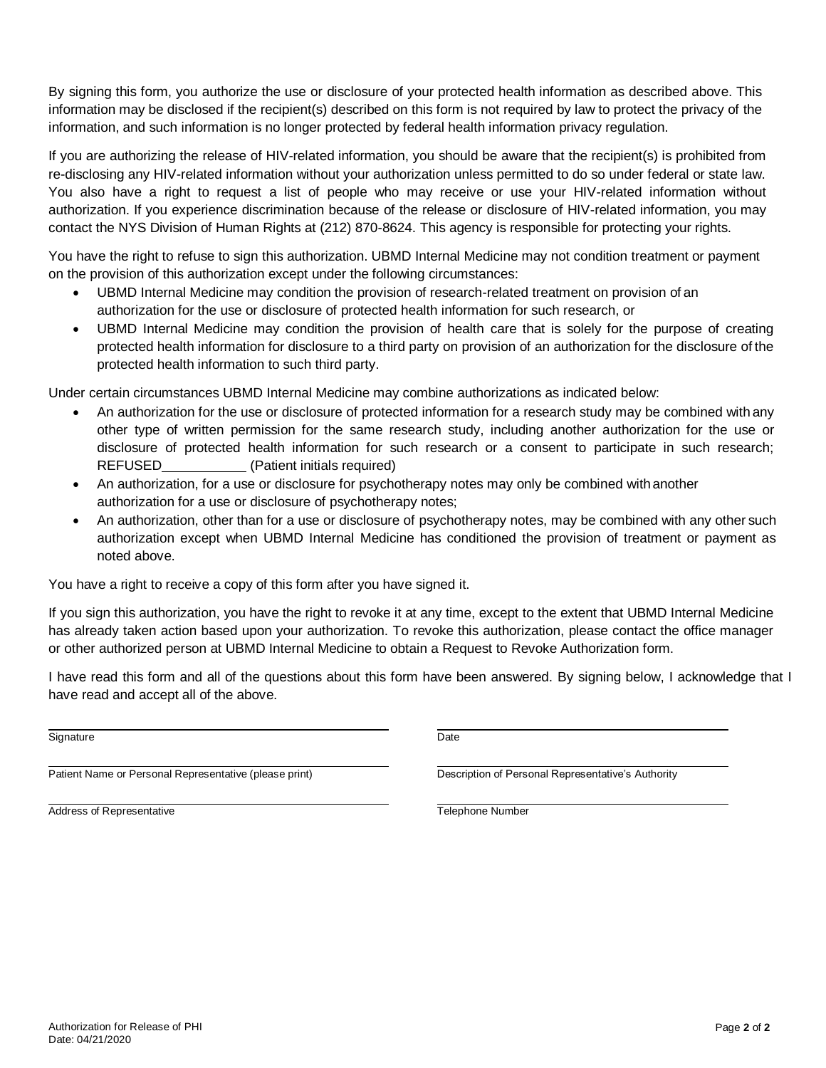By signing this form, you authorize the use or disclosure of your protected health information as described above. This information may be disclosed if the recipient(s) described on this form is not required by law to protect the privacy of the information, and such information is no longer protected by federal health information privacy regulation.

If you are authorizing the release of HIV-related information, you should be aware that the recipient(s) is prohibited from re-disclosing any HIV-related information without your authorization unless permitted to do so under federal or state law. You also have a right to request a list of people who may receive or use your HIV-related information without authorization. If you experience discrimination because of the release or disclosure of HIV-related information, you may contact the NYS Division of Human Rights at (212) 870-8624. This agency is responsible for protecting your rights.

You have the right to refuse to sign this authorization. UBMD Internal Medicine may not condition treatment or payment on the provision of this authorization except under the following circumstances:

- UBMD Internal Medicine may condition the provision of research-related treatment on provision of an authorization for the use or disclosure of protected health information for such research, or
- UBMD Internal Medicine may condition the provision of health care that is solely for the purpose of creating protected health information for disclosure to a third party on provision of an authorization for the disclosure of the protected health information to such third party.

Under certain circumstances UBMD Internal Medicine may combine authorizations as indicated below:

- An authorization for the use or disclosure of protected information for a research study may be combined with any other type of written permission for the same research study, including another authorization for the use or disclosure of protected health information for such research or a consent to participate in such research; REFUSED\_\_\_\_\_\_\_\_\_\_\_ (Patient initials required)
- An authorization, for a use or disclosure for psychotherapy notes may only be combined with another authorization for a use or disclosure of psychotherapy notes;
- An authorization, other than for a use or disclosure of psychotherapy notes, may be combined with any other such authorization except when UBMD Internal Medicine has conditioned the provision of treatment or payment as noted above.

You have a right to receive a copy of this form after you have signed it.

If you sign this authorization, you have the right to revoke it at any time, except to the extent that UBMD Internal Medicine has already taken action based upon your authorization. To revoke this authorization, please contact the office manager or other authorized person at UBMD Internal Medicine to obtain a Request to Revoke Authorization form.

I have read this form and all of the questions about this form have been answered. By signing below, I acknowledge that I have read and accept all of the above.

| | |
|---|---|
| \_\_\_\_\_\_\_\_\_\_\_\_\_\_\_\_\_\_\_\_\_\_\_\_\_\_\_\_\_\_ | \_\_\_\_\_\_\_\_\_\_\_\_\_\_\_\_\_\_\_\_\_\_\_\_\_\_\_\_\_\_ |
| Signature | Date |
| \_\_\_\_\_\_\_\_\_\_\_\_\_\_\_\_\_\_\_\_\_\_\_\_\_\_\_\_\_\_ | \_\_\_\_\_\_\_\_\_\_\_\_\_\_\_\_\_\_\_\_\_\_\_\_\_\_\_\_\_\_ |
| Patient Name or Personal Representative (please print) | Description of Personal Representative's Authority |
| \_\_\_\_\_\_\_\_\_\_\_\_\_\_\_\_\_\_\_\_\_\_\_\_\_\_\_\_\_\_ | \_\_\_\_\_\_\_\_\_\_\_\_\_\_\_\_\_\_\_\_\_\_\_\_\_\_\_\_\_\_ |
| Address of Representative | Telephone Number |

Authorization for Release of PHI
Date: 04/21/2020